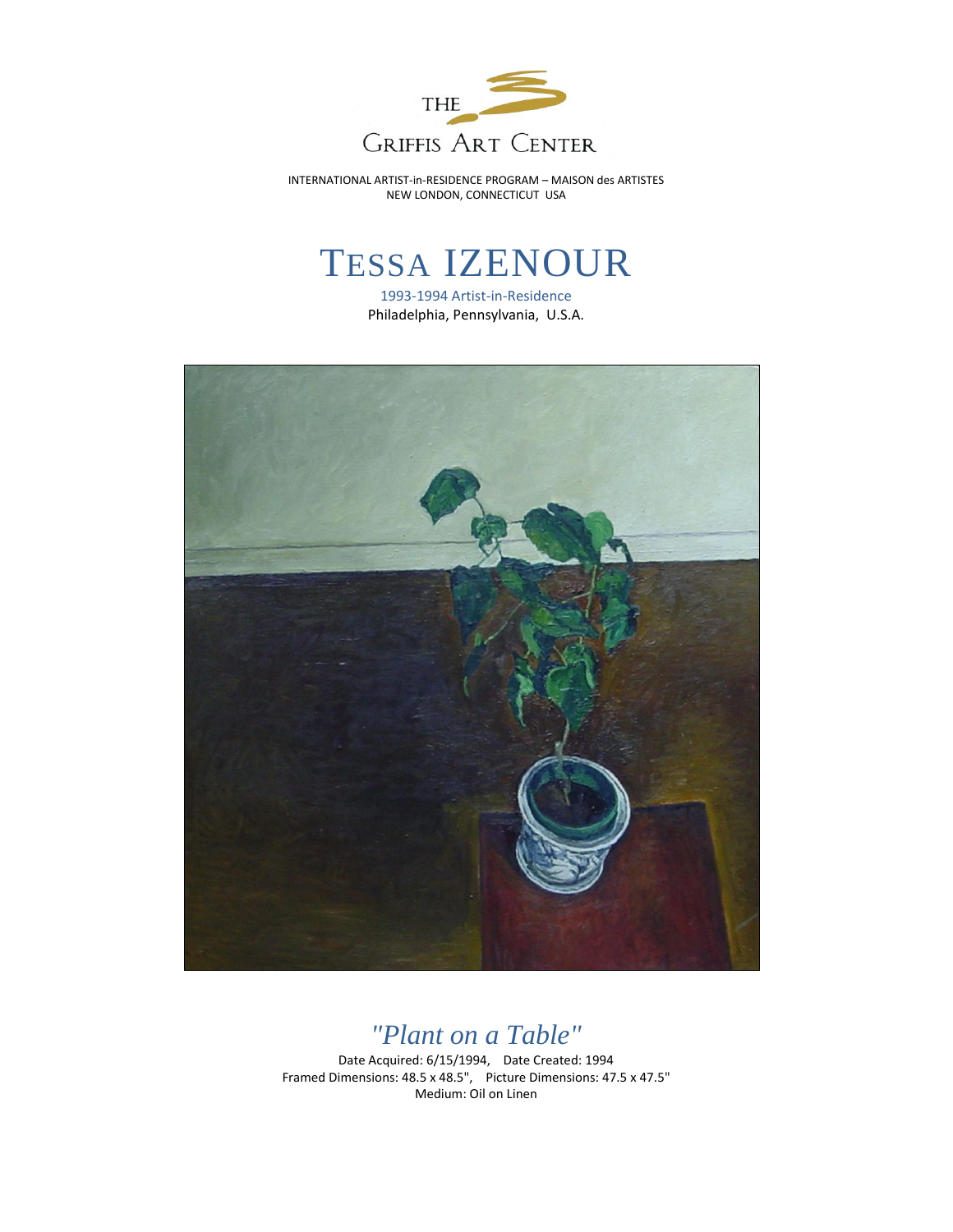THE

GRIFFIS ART CENTER

INTERNATIONAL ARTIST-in-RESIDENCE PROGRAM – MAISON des ARTISTES
NEW LONDON, CONNECTICUT USA

# TESSA IZENOUR

1993-1994 Artist-in-Residence

Philadelphia, Pennsylvania, U.S.A.

## *"Plant on a Table"*

Date Acquired: 6/15/1994, Date Created: 1994

Framed Dimensions: 48.5 x 48.5", Picture Dimensions: 47.5 x 47.5"

Medium: Oil on Linen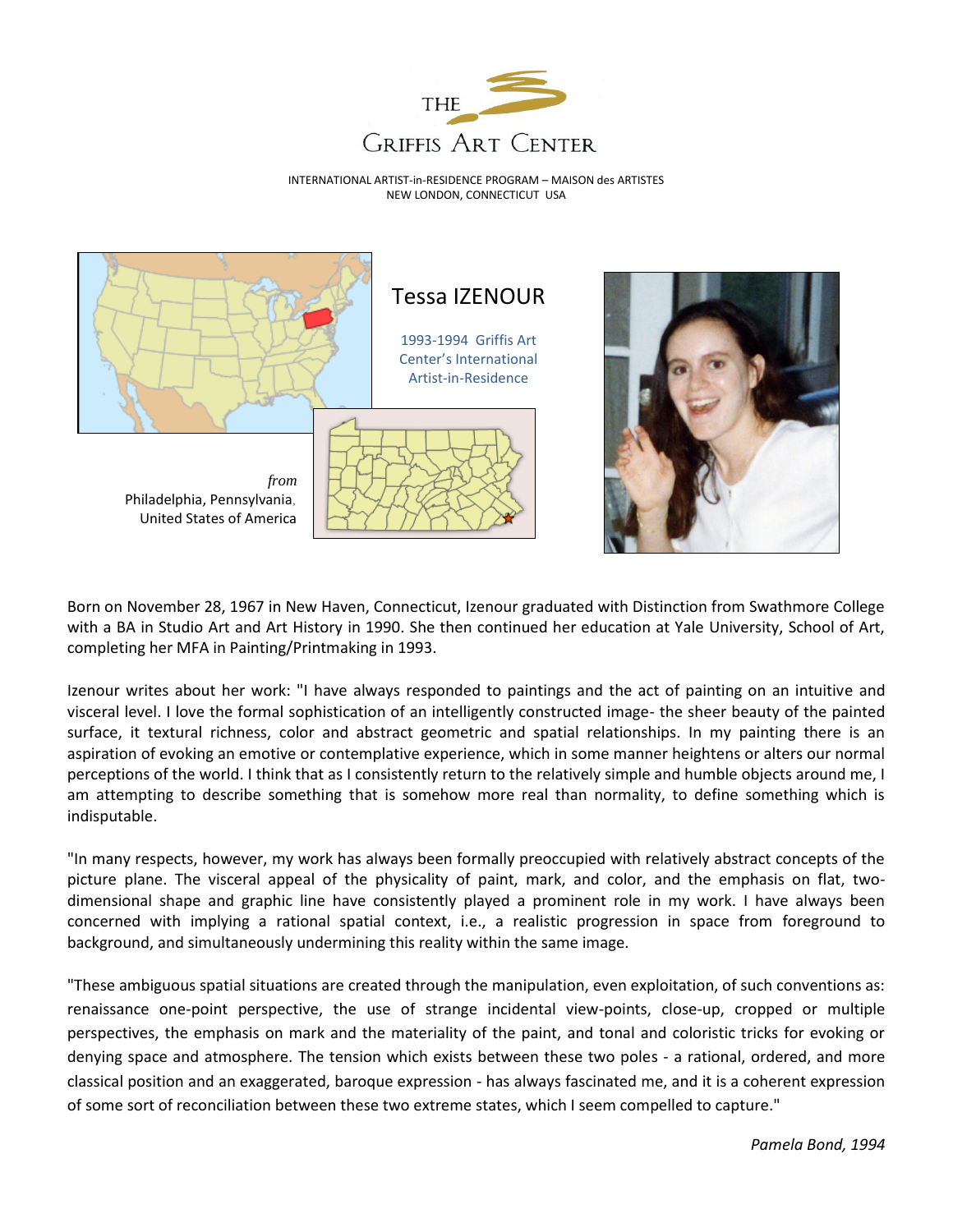THE

GRIFFIS ART CENTER

INTERNATIONAL ARTIST-in-RESIDENCE PROGRAM – MAISON des ARTISTES
NEW LONDON, CONNECTICUT USA

# Tessa IZENOUR

1993-1994 Griffis Art Center's International Artist-in-Residence

*from*
Philadelphia, Pennsylvania,
United States of America

Born on November 28, 1967 in New Haven, Connecticut, Izenour graduated with Distinction from Swathmore College with a BA in Studio Art and Art History in 1990. She then continued her education at Yale University, School of Art, completing her MFA in Painting/Printmaking in 1993.

Izenour writes about her work: "I have always responded to paintings and the act of painting on an intuitive and visceral level. I love the formal sophistication of an intelligently constructed image- the sheer beauty of the painted surface, it textural richness, color and abstract geometric and spatial relationships. In my painting there is an aspiration of evoking an emotive or contemplative experience, which in some manner heightens or alters our normal perceptions of the world. I think that as I consistently return to the relatively simple and humble objects around me, I am attempting to describe something that is somehow more real than normality, to define something which is indisputable.

"In many respects, however, my work has always been formally preoccupied with relatively abstract concepts of the picture plane. The visceral appeal of the physicality of paint, mark, and color, and the emphasis on flat, two-dimensional shape and graphic line have consistently played a prominent role in my work. I have always been concerned with implying a rational spatial context, i.e., a realistic progression in space from foreground to background, and simultaneously undermining this reality within the same image.

"These ambiguous spatial situations are created through the manipulation, even exploitation, of such conventions as: renaissance one-point perspective, the use of strange incidental view-points, close-up, cropped or multiple perspectives, the emphasis on mark and the materiality of the paint, and tonal and coloristic tricks for evoking or denying space and atmosphere. The tension which exists between these two poles - a rational, ordered, and more classical position and an exaggerated, baroque expression - has always fascinated me, and it is a coherent expression of some sort of reconciliation between these two extreme states, which I seem compelled to capture."

*Pamela Bond, 1994*